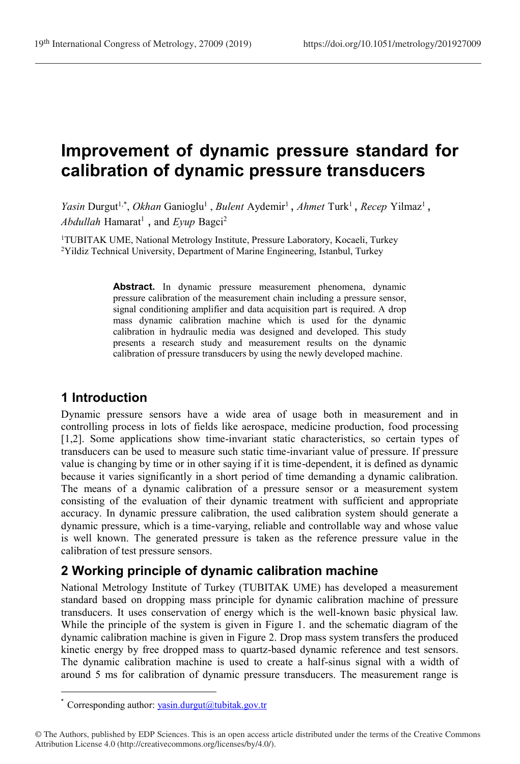# Improvement of dynamic pressure standard for calibration of dynamic pressure transducers

*Yasin* Durgut[1,*], *Okhan* Ganioglu[1], *Bulent* Aydemir[1], *Ahmet* Turk[1], *Recep* Yilmaz[1], *Abdullah* Hamarat[1], and *Eyup* Bagci[2]

[1]TUBITAK UME, National Metrology Institute, Pressure Laboratory, Kocaeli, Turkey
[2]Yildiz Technical University, Department of Marine Engineering, Istanbul, Turkey

**Abstract.** In dynamic pressure measurement phenomena, dynamic pressure calibration of the measurement chain including a pressure sensor, signal conditioning amplifier and data acquisition part is required. A drop mass dynamic calibration machine which is used for the dynamic calibration in hydraulic media was designed and developed. This study presents a research study and measurement results on the dynamic calibration of pressure transducers by using the newly developed machine.

## 1 Introduction

Dynamic pressure sensors have a wide area of usage both in measurement and in controlling process in lots of fields like aerospace, medicine production, food processing [1,2]. Some applications show time-invariant static characteristics, so certain types of transducers can be used to measure such static time-invariant value of pressure. If pressure value is changing by time or in other saying if it is time-dependent, it is defined as dynamic because it varies significantly in a short period of time demanding a dynamic calibration. The means of a dynamic calibration of a pressure sensor or a measurement system consisting of the evaluation of their dynamic treatment with sufficient and appropriate accuracy. In dynamic pressure calibration, the used calibration system should generate a dynamic pressure, which is a time-varying, reliable and controllable way and whose value is well known. The generated pressure is taken as the reference pressure value in the calibration of test pressure sensors.

## 2 Working principle of dynamic calibration machine

National Metrology Institute of Turkey (TUBITAK UME) has developed a measurement standard based on dropping mass principle for dynamic calibration machine of pressure transducers. It uses conservation of energy which is the well-known basic physical law. While the principle of the system is given in Figure 1. and the schematic diagram of the dynamic calibration machine is given in Figure 2. Drop mass system transfers the produced kinetic energy by free dropped mass to quartz-based dynamic reference and test sensors. The dynamic calibration machine is used to create a half-sinus signal with a width of around 5 ms for calibration of dynamic pressure transducers. The measurement range is

* Corresponding author: yasin.durgut@tubitak.gov.tr

© The Authors, published by EDP Sciences. This is an open access article distributed under the terms of the Creative Commons Attribution License 4.0 (http://creativecommons.org/licenses/by/4.0/).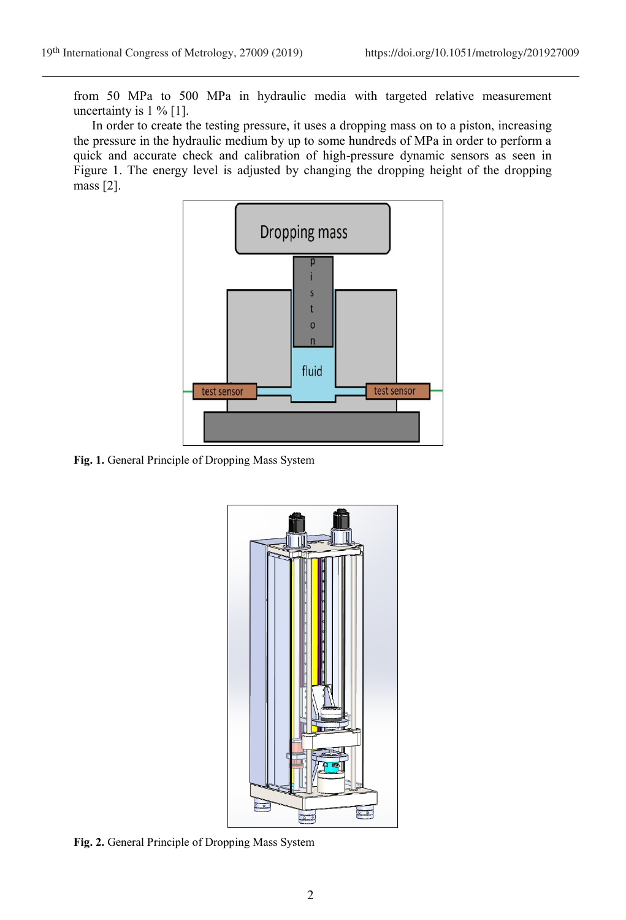from 50 MPa to 500 MPa in hydraulic media with targeted relative measurement uncertainty is 1 % [1].

In order to create the testing pressure, it uses a dropping mass on to a piston, increasing the pressure in the hydraulic medium by up to some hundreds of MPa in order to perform a quick and accurate check and calibration of high-pressure dynamic sensors as seen in Figure 1. The energy level is adjusted by changing the dropping height of the dropping mass [2].

**Fig. 1.** General Principle of Dropping Mass System

**Fig. 2.** General Principle of Dropping Mass System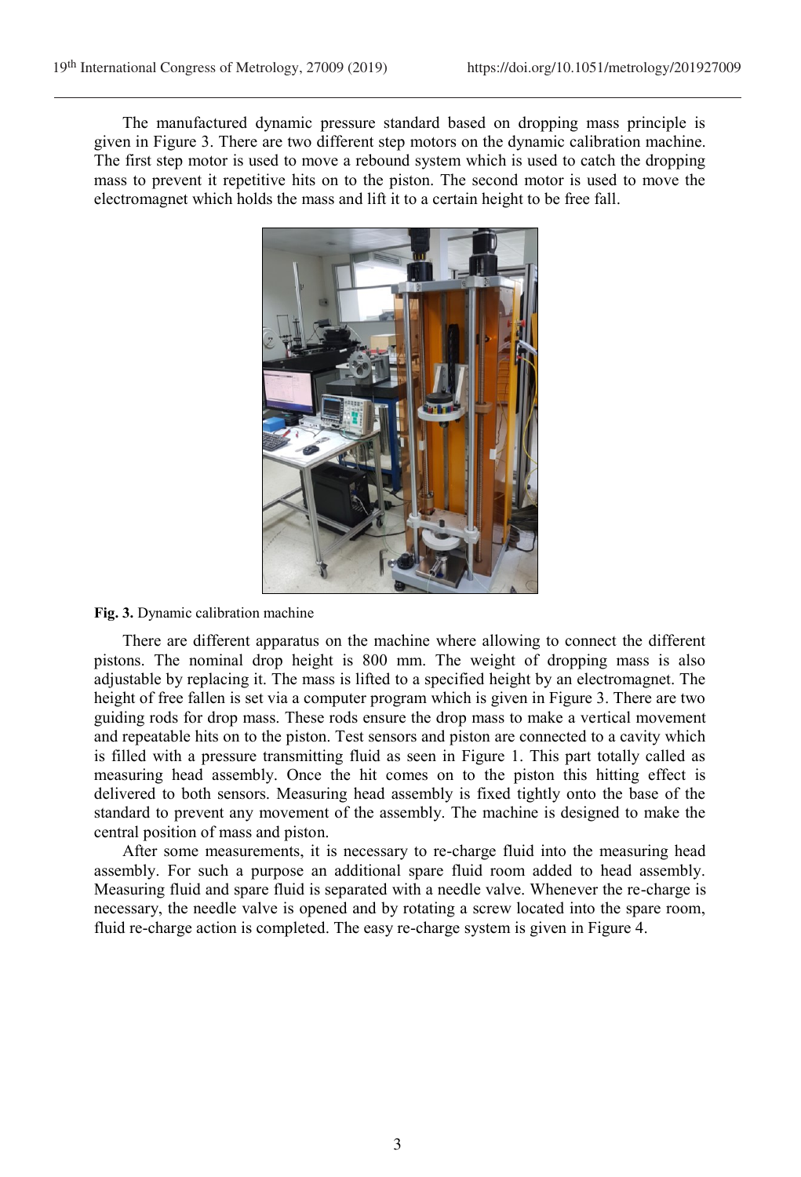The manufactured dynamic pressure standard based on dropping mass principle is given in Figure 3. There are two different step motors on the dynamic calibration machine. The first step motor is used to move a rebound system which is used to catch the dropping mass to prevent it repetitive hits on to the piston. The second motor is used to move the electromagnet which holds the mass and lift it to a certain height to be free fall.

**Fig. 3.** Dynamic calibration machine

There are different apparatus on the machine where allowing to connect the different pistons. The nominal drop height is 800 mm. The weight of dropping mass is also adjustable by replacing it. The mass is lifted to a specified height by an electromagnet. The height of free fallen is set via a computer program which is given in Figure 3. There are two guiding rods for drop mass. These rods ensure the drop mass to make a vertical movement and repeatable hits on to the piston. Test sensors and piston are connected to a cavity which is filled with a pressure transmitting fluid as seen in Figure 1. This part totally called as measuring head assembly. Once the hit comes on to the piston this hitting effect is delivered to both sensors. Measuring head assembly is fixed tightly onto the base of the standard to prevent any movement of the assembly. The machine is designed to make the central position of mass and piston.

After some measurements, it is necessary to re-charge fluid into the measuring head assembly. For such a purpose an additional spare fluid room added to head assembly. Measuring fluid and spare fluid is separated with a needle valve. Whenever the re-charge is necessary, the needle valve is opened and by rotating a screw located into the spare room, fluid re-charge action is completed. The easy re-charge system is given in Figure 4.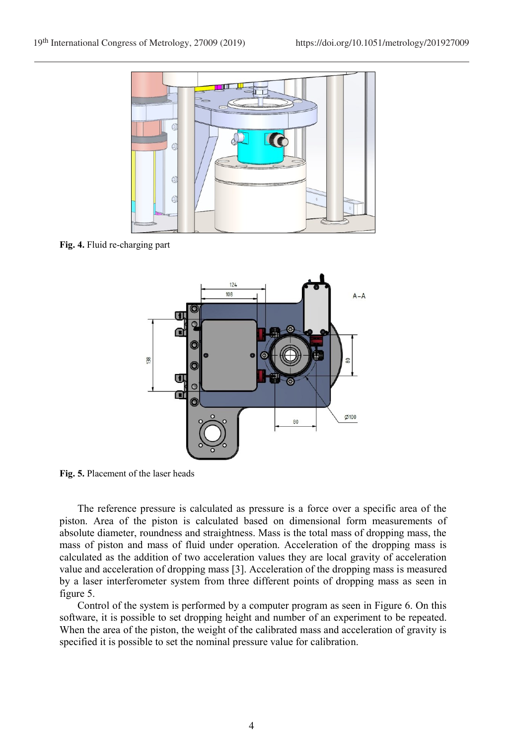**Fig. 4.** Fluid re-charging part

**Fig. 5.** Placement of the laser heads

The reference pressure is calculated as pressure is a force over a specific area of the piston. Area of the piston is calculated based on dimensional form measurements of absolute diameter, roundness and straightness. Mass is the total mass of dropping mass, the mass of piston and mass of fluid under operation. Acceleration of the dropping mass is calculated as the addition of two acceleration values they are local gravity of acceleration value and acceleration of dropping mass [3]. Acceleration of the dropping mass is measured by a laser interferometer system from three different points of dropping mass as seen in figure 5.

Control of the system is performed by a computer program as seen in Figure 6. On this software, it is possible to set dropping height and number of an experiment to be repeated. When the area of the piston, the weight of the calibrated mass and acceleration of gravity is specified it is possible to set the nominal pressure value for calibration.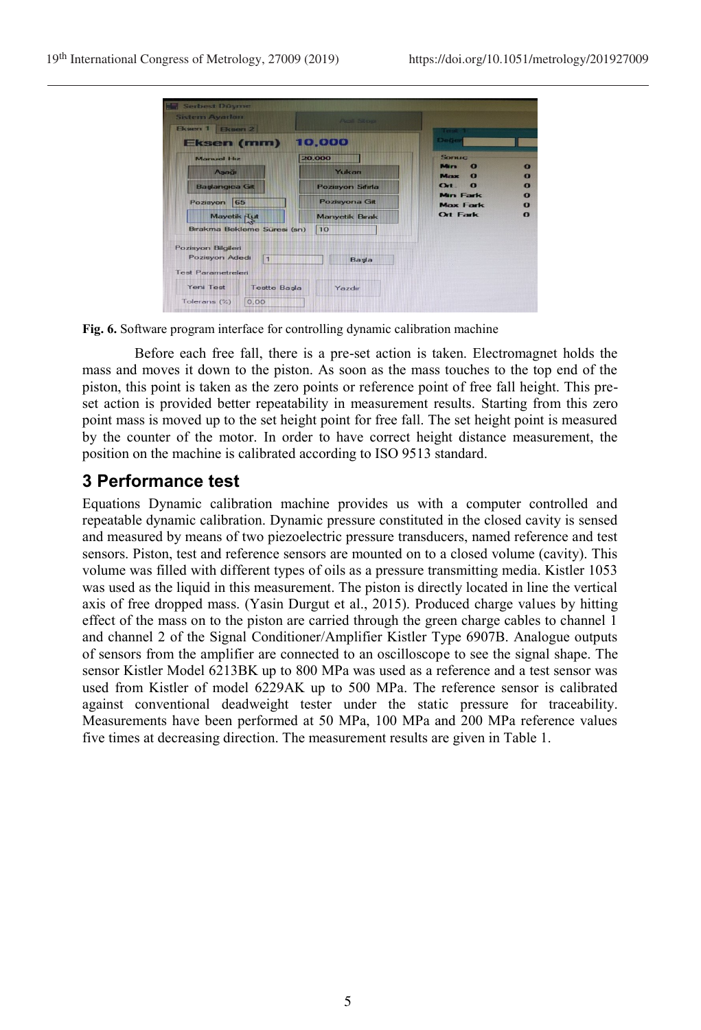**Fig. 6.** Software program interface for controlling dynamic calibration machine

Before each free fall, there is a pre-set action is taken. Electromagnet holds the mass and moves it down to the piston. As soon as the mass touches to the top end of the piston, this point is taken as the zero points or reference point of free fall height. This pre-set action is provided better repeatability in measurement results. Starting from this zero point mass is moved up to the set height point for free fall. The set height point is measured by the counter of the motor. In order to have correct height distance measurement, the position on the machine is calibrated according to ISO 9513 standard.

## 3 Performance test

Equations Dynamic calibration machine provides us with a computer controlled and repeatable dynamic calibration. Dynamic pressure constituted in the closed cavity is sensed and measured by means of two piezoelectric pressure transducers, named reference and test sensors. Piston, test and reference sensors are mounted on to a closed volume (cavity). This volume was filled with different types of oils as a pressure transmitting media. Kistler 1053 was used as the liquid in this measurement. The piston is directly located in line the vertical axis of free dropped mass. (Yasin Durgut et al., 2015). Produced charge values by hitting effect of the mass on to the piston are carried through the green charge cables to channel 1 and channel 2 of the Signal Conditioner/Amplifier Kistler Type 6907B. Analogue outputs of sensors from the amplifier are connected to an oscilloscope to see the signal shape. The sensor Kistler Model 6213BK up to 800 MPa was used as a reference and a test sensor was used from Kistler of model 6229AK up to 500 MPa. The reference sensor is calibrated against conventional deadweight tester under the static pressure for traceability. Measurements have been performed at 50 MPa, 100 MPa and 200 MPa reference values five times at decreasing direction. The measurement results are given in Table 1.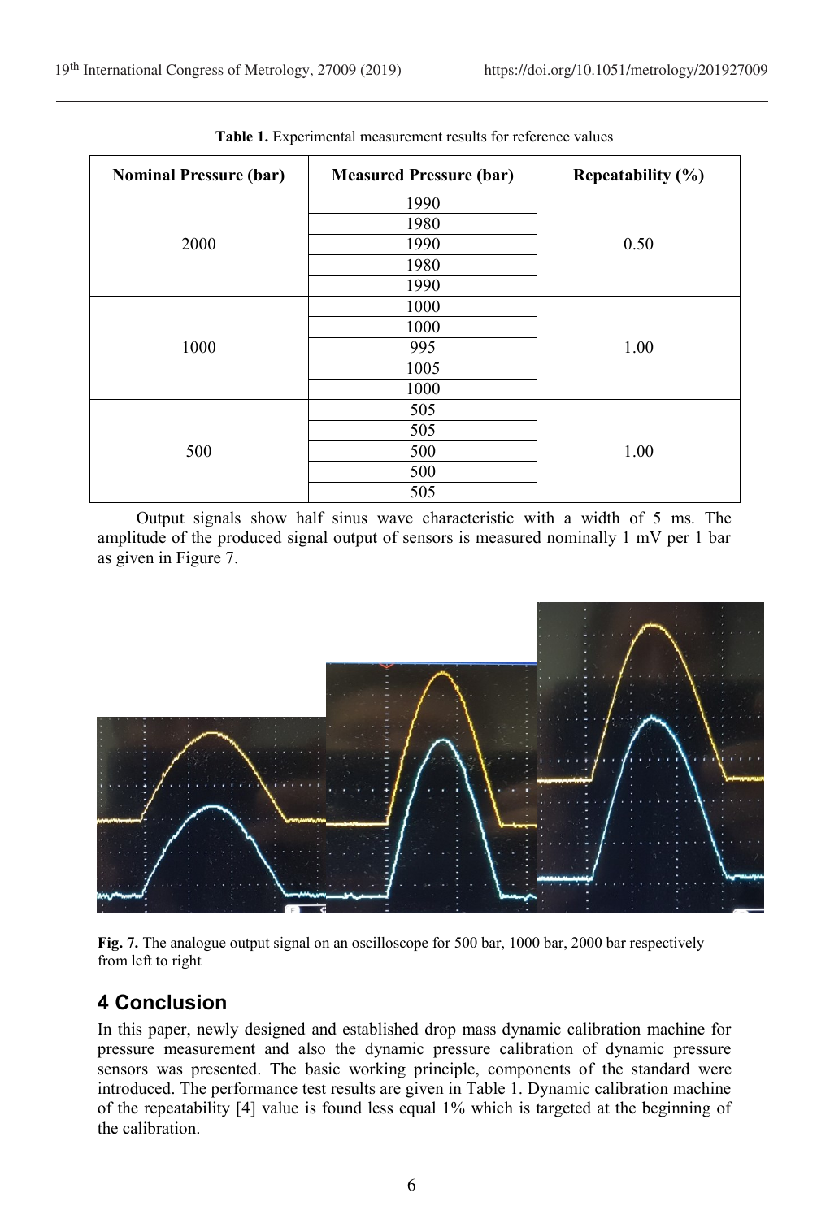**Table 1.** Experimental measurement results for reference values

| Nominal Pressure (bar) | Measured Pressure (bar) | Repeatability (%) |
|---|---|---|
| 2000 | 1990 | 0.50 |
| | 1980 | |
| | 1990 | |
| | 1980 | |
| | 1990 | |
| 1000 | 1000 | 1.00 |
| | 1000 | |
| | 995 | |
| | 1005 | |
| | 1000 | |
| 500 | 505 | 1.00 |
| | 505 | |
| | 500 | |
| | 500 | |
| | 505 | |

Output signals show half sinus wave characteristic with a width of 5 ms. The amplitude of the produced signal output of sensors is measured nominally 1 mV per 1 bar as given in Figure 7.

**Fig. 7.** The analogue output signal on an oscilloscope for 500 bar, 1000 bar, 2000 bar respectively from left to right

## 4 Conclusion

In this paper, newly designed and established drop mass dynamic calibration machine for pressure measurement and also the dynamic pressure calibration of dynamic pressure sensors was presented. The basic working principle, components of the standard were introduced. The performance test results are given in Table 1. Dynamic calibration machine of the repeatability [4] value is found less equal 1% which is targeted at the beginning of the calibration.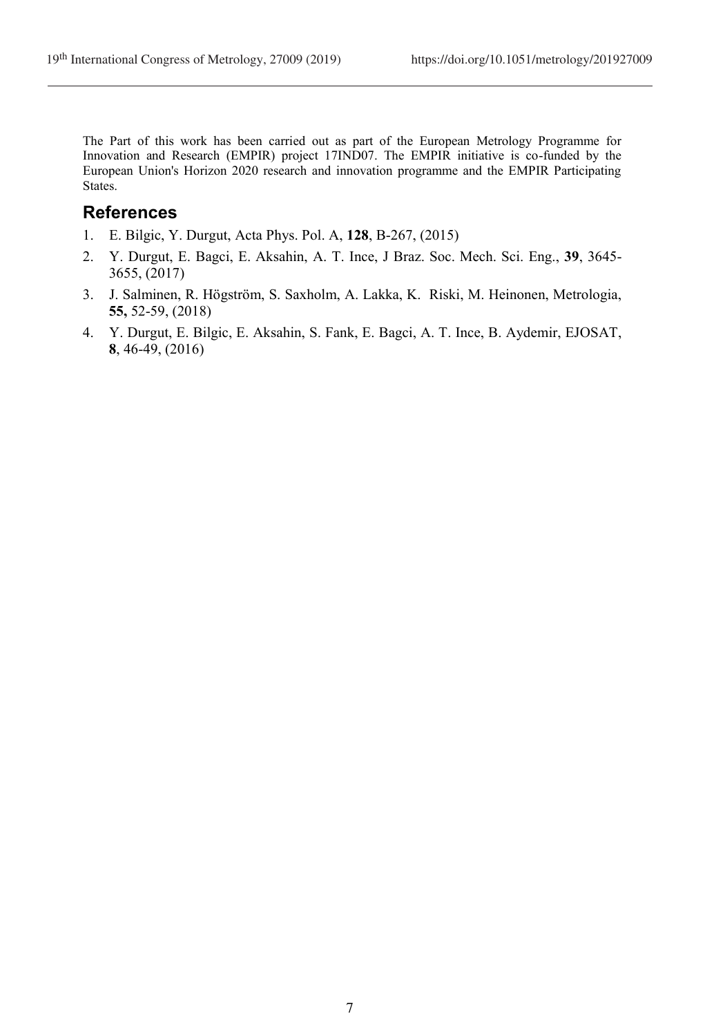The Part of this work has been carried out as part of the European Metrology Programme for Innovation and Research (EMPIR) project 17IND07. The EMPIR initiative is co-funded by the European Union's Horizon 2020 research and innovation programme and the EMPIR Participating States.

## References

1. E. Bilgic, Y. Durgut, Acta Phys. Pol. A, **128**, B-267, (2015)
2. Y. Durgut, E. Bagci, E. Aksahin, A. T. Ince, J Braz. Soc. Mech. Sci. Eng., **39**, 3645-3655, (2017)
3. J. Salminen, R. Högström, S. Saxholm, A. Lakka, K. Riski, M. Heinonen, Metrologia, **55,** 52-59, (2018)
4. Y. Durgut, E. Bilgic, E. Aksahin, S. Fank, E. Bagci, A. T. Ince, B. Aydemir, EJOSAT, **8**, 46-49, (2016)